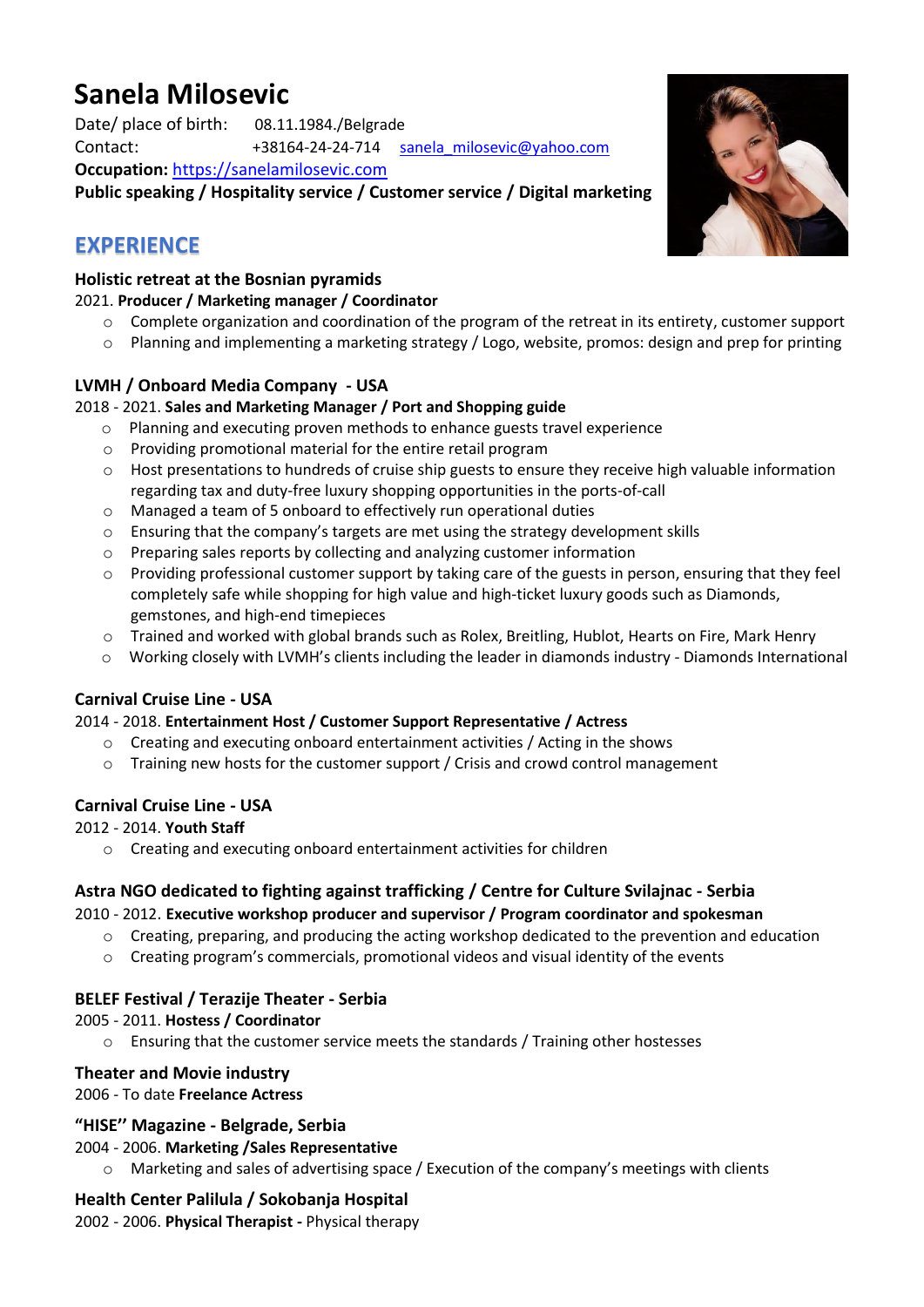# Sanela Milosevic

Date/ place of birth: 08.11.1984./Belgrade
Contact: +38164-24-24-714 sanela_milosevic@yahoo.com
**Occupation:** https://sanelamilosevic.com
**Public speaking / Hospitality service / Customer service / Digital marketing**

## EXPERIENCE

**Holistic retreat at the Bosnian pyramids**
2021. **Producer / Marketing manager / Coordinator**

- Complete organization and coordination of the program of the retreat in its entirety, customer support
- Planning and implementing a marketing strategy / Logo, website, promos: design and prep for printing

**LVMH / Onboard Media Company - USA**
2018 - 2021. **Sales and Marketing Manager / Port and Shopping guide**

- Planning and executing proven methods to enhance guests travel experience
- Providing promotional material for the entire retail program
- Host presentations to hundreds of cruise ship guests to ensure they receive high valuable information regarding tax and duty-free luxury shopping opportunities in the ports-of-call
- Managed a team of 5 onboard to effectively run operational duties
- Ensuring that the company's targets are met using the strategy development skills
- Preparing sales reports by collecting and analyzing customer information
- Providing professional customer support by taking care of the guests in person, ensuring that they feel completely safe while shopping for high value and high-ticket luxury goods such as Diamonds, gemstones, and high-end timepieces
- Trained and worked with global brands such as Rolex, Breitling, Hublot, Hearts on Fire, Mark Henry
- Working closely with LVMH's clients including the leader in diamonds industry - Diamonds International

**Carnival Cruise Line - USA**
2014 - 2018. **Entertainment Host / Customer Support Representative / Actress**

- Creating and executing onboard entertainment activities / Acting in the shows
- Training new hosts for the customer support / Crisis and crowd control management

**Carnival Cruise Line - USA**
2012 - 2014. **Youth Staff**

- Creating and executing onboard entertainment activities for children

**Astra NGO dedicated to fighting against trafficking / Centre for Culture Svilajnac - Serbia**
2010 - 2012. **Executive workshop producer and supervisor / Program coordinator and spokesman**

- Creating, preparing, and producing the acting workshop dedicated to the prevention and education
- Creating program's commercials, promotional videos and visual identity of the events

**BELEF Festival / Terazije Theater - Serbia**
2005 - 2011. **Hostess / Coordinator**

- Ensuring that the customer service meets the standards / Training other hostesses

**Theater and Movie industry**
2006 - To date **Freelance Actress**

**"HISE'' Magazine - Belgrade, Serbia**
2004 - 2006. **Marketing /Sales Representative**

- Marketing and sales of advertising space / Execution of the company's meetings with clients

**Health Center Palilula / Sokobanja Hospital**
2002 - 2006. **Physical Therapist -** Physical therapy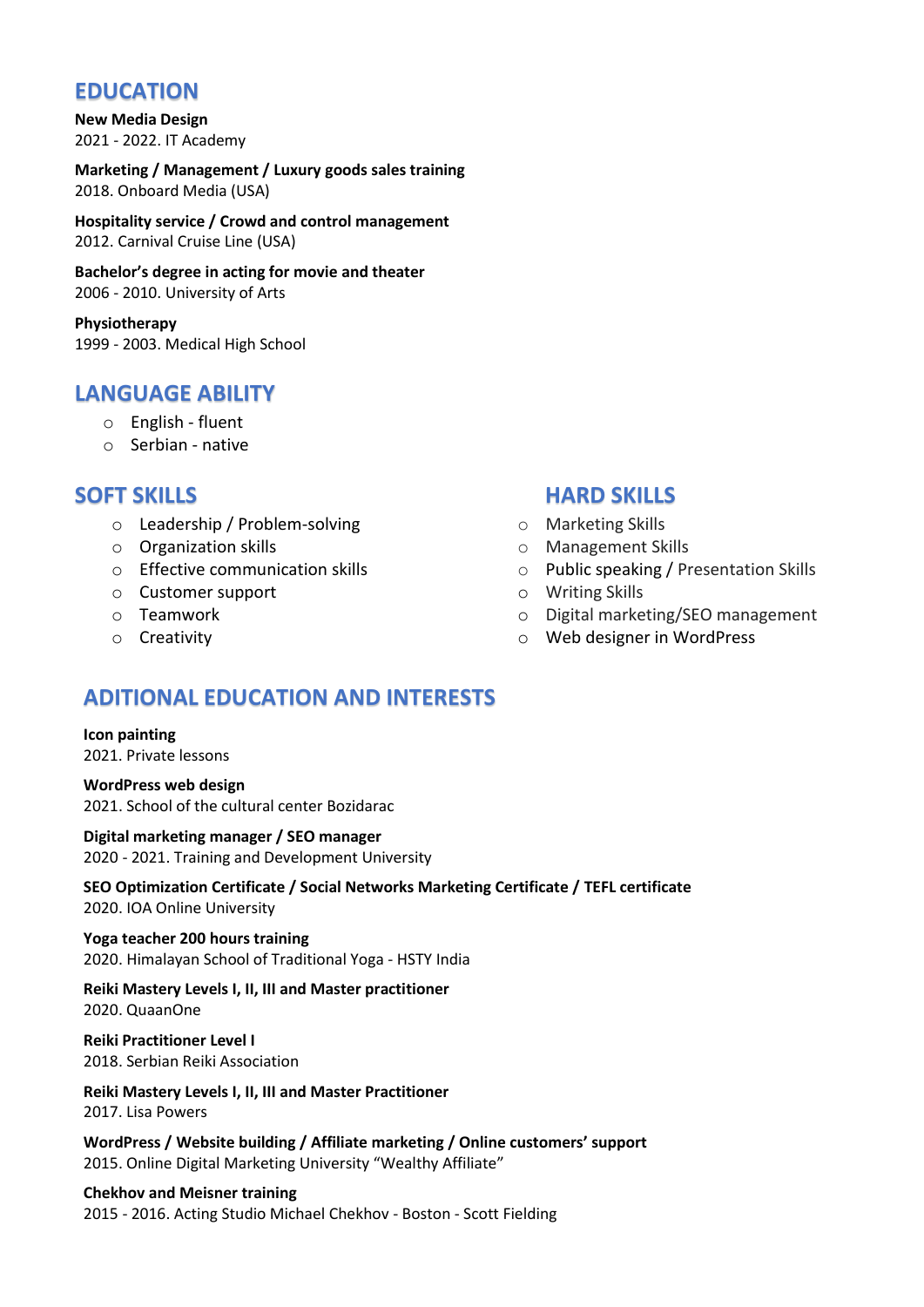## EDUCATION

**New Media Design**
2021 - 2022. IT Academy

**Marketing / Management / Luxury goods sales training**
2018. Onboard Media (USA)

**Hospitality service / Crowd and control management**
2012. Carnival Cruise Line (USA)

**Bachelor's degree in acting for movie and theater**
2006 - 2010. University of Arts

**Physiotherapy**
1999 - 2003. Medical High School

## LANGUAGE ABILITY

- English - fluent
- Serbian - native

## SOFT SKILLS

- Leadership / Problem-solving
- Organization skills
- Effective communication skills
- Customer support
- Teamwork
- Creativity

## HARD SKILLS

- Marketing Skills
- Management Skills
- Public speaking / Presentation Skills
- Writing Skills
- Digital marketing/SEO management
- Web designer in WordPress

## ADITIONAL EDUCATION AND INTERESTS

**Icon painting**
2021. Private lessons

**WordPress web design**
2021. School of the cultural center Bozidarac

**Digital marketing manager / SEO manager**
2020 - 2021. Training and Development University

**SEO Optimization Certificate / Social Networks Marketing Certificate / TEFL certificate**
2020. IOA Online University

**Yoga teacher 200 hours training**
2020. Himalayan School of Traditional Yoga - HSTY India

**Reiki Mastery Levels I, II, III and Master practitioner**
2020. QuaanOne

**Reiki Practitioner Level I**
2018. Serbian Reiki Association

**Reiki Mastery Levels I, II, III and Master Practitioner**
2017. Lisa Powers

**WordPress / Website building / Affiliate marketing / Online customers' support**
2015. Online Digital Marketing University "Wealthy Affiliate"

**Chekhov and Meisner training**
2015 - 2016. Acting Studio Michael Chekhov - Boston - Scott Fielding